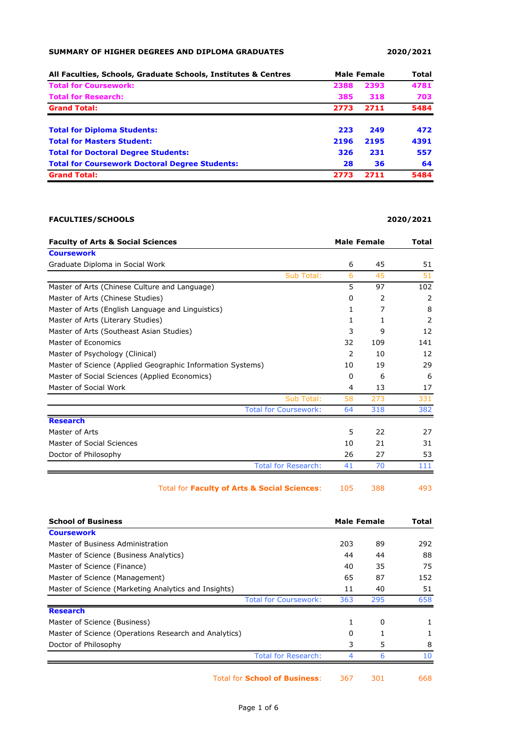## SUMMARY OF HIGHER DEGREES AND DIPLOMA GRADUATES — 2020/2021

| All Faculties, Schools, Graduate Schools, Institutes & Centres | Male | Female | Total |
|---|---|---|---|
| **Total for Coursework:** | **2388** | **2393** | **4781** |
| **Total for Research:** | **385** | **318** | **703** |
| **Grand Total:** | **2773** | **2711** | **5484** |
| | | | |
| **Total for Diploma Students:** | **223** | **249** | **472** |
| **Total for Masters Student:** | **2196** | **2195** | **4391** |
| **Total for Doctoral Degree Students:** | **326** | **231** | **557** |
| **Total for Coursework Doctoral Degree Students:** | **28** | **36** | **64** |
| **Grand Total:** | **2773** | **2711** | **5484** |

## FACULTIES/SCHOOLS — 2020/2021

| Faculty of Arts & Social Sciences | Male | Female | Total |
|---|---|---|---|
| **Coursework** | | | |
| Graduate Diploma in Social Work | 6 | 45 | 51 |
| Sub Total: | 6 | 45 | 51 |
| Master of Arts (Chinese Culture and Language) | 5 | 97 | 102 |
| Master of Arts (Chinese Studies) | 0 | 2 | 2 |
| Master of Arts (English Language and Linguistics) | 1 | 7 | 8 |
| Master of Arts (Literary Studies) | 1 | 1 | 2 |
| Master of Arts (Southeast Asian Studies) | 3 | 9 | 12 |
| Master of Economics | 32 | 109 | 141 |
| Master of Psychology (Clinical) | 2 | 10 | 12 |
| Master of Science (Applied Geographic Information Systems) | 10 | 19 | 29 |
| Master of Social Sciences (Applied Economics) | 0 | 6 | 6 |
| Master of Social Work | 4 | 13 | 17 |
| Sub Total: | 58 | 273 | 331 |
| Total for Coursework: | 64 | 318 | 382 |
| **Research** | | | |
| Master of Arts | 5 | 22 | 27 |
| Master of Social Sciences | 10 | 21 | 31 |
| Doctor of Philosophy | 26 | 27 | 53 |
| Total for Research: | 41 | 70 | 111 |
| Total for **Faculty of Arts & Social Sciences**: | 105 | 388 | 493 |

| School of Business | Male | Female | Total |
|---|---|---|---|
| **Coursework** | | | |
| Master of Business Administration | 203 | 89 | 292 |
| Master of Science (Business Analytics) | 44 | 44 | 88 |
| Master of Science (Finance) | 40 | 35 | 75 |
| Master of Science (Management) | 65 | 87 | 152 |
| Master of Science (Marketing Analytics and Insights) | 11 | 40 | 51 |
| Total for Coursework: | 363 | 295 | 658 |
| **Research** | | | |
| Master of Science (Business) | 1 | 0 | 1 |
| Master of Science (Operations Research and Analytics) | 0 | 1 | 1 |
| Doctor of Philosophy | 3 | 5 | 8 |
| Total for Research: | 4 | 6 | 10 |
| Total for **School of Business**: | 367 | 301 | 668 |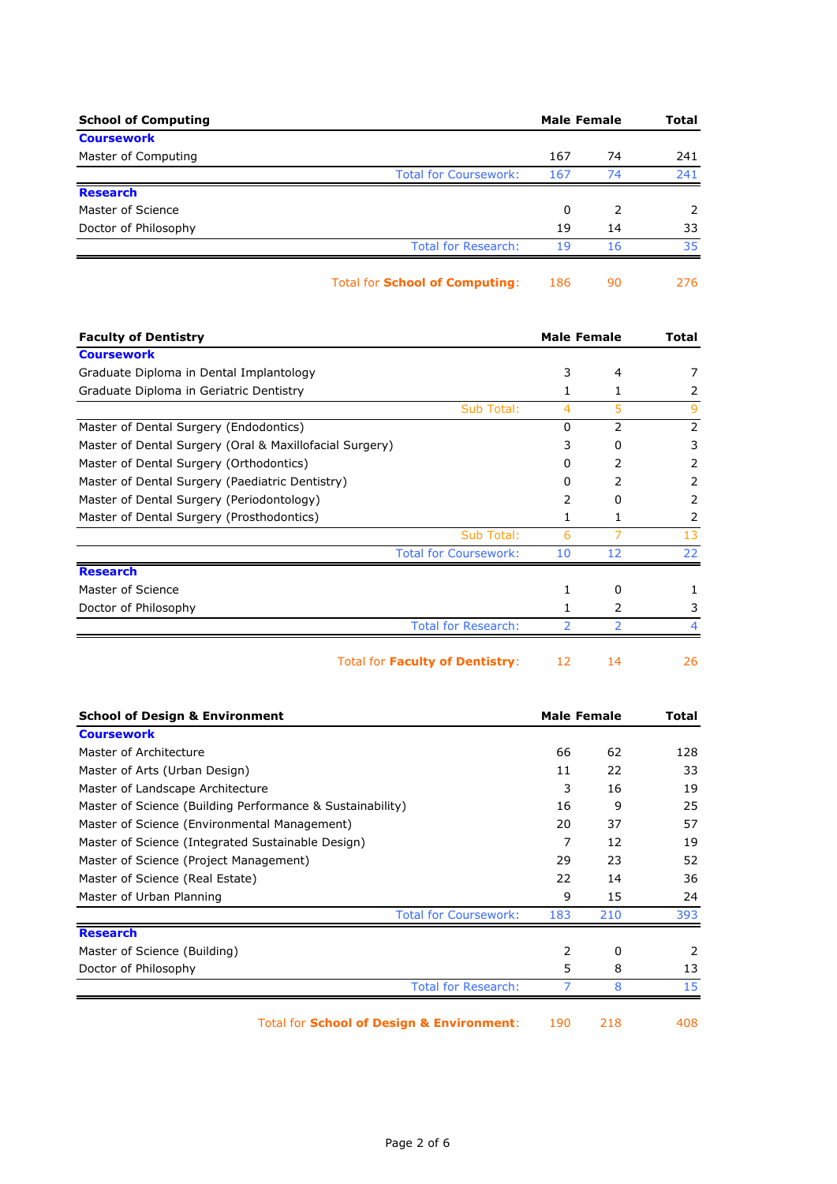| School of Computing | Male | Female | Total |
|---|---|---|---|
| **Coursework** | | | |
| Master of Computing | 167 | 74 | 241 |
| Total for Coursework: | 167 | 74 | 241 |
| **Research** | | | |
| Master of Science | 0 | 2 | 2 |
| Doctor of Philosophy | 19 | 14 | 33 |
| Total for Research: | 19 | 16 | 35 |
| Total for **School of Computing**: | 186 | 90 | 276 |

| Faculty of Dentistry | Male | Female | Total |
|---|---|---|---|
| **Coursework** | | | |
| Graduate Diploma in Dental Implantology | 3 | 4 | 7 |
| Graduate Diploma in Geriatric Dentistry | 1 | 1 | 2 |
| Sub Total: | 4 | 5 | 9 |
| Master of Dental Surgery (Endodontics) | 0 | 2 | 2 |
| Master of Dental Surgery (Oral & Maxillofacial Surgery) | 3 | 0 | 3 |
| Master of Dental Surgery (Orthodontics) | 0 | 2 | 2 |
| Master of Dental Surgery (Paediatric Dentistry) | 0 | 2 | 2 |
| Master of Dental Surgery (Periodontology) | 2 | 0 | 2 |
| Master of Dental Surgery (Prosthodontics) | 1 | 1 | 2 |
| Sub Total: | 6 | 7 | 13 |
| Total for Coursework: | 10 | 12 | 22 |
| **Research** | | | |
| Master of Science | 1 | 0 | 1 |
| Doctor of Philosophy | 1 | 2 | 3 |
| Total for Research: | 2 | 2 | 4 |
| Total for **Faculty of Dentistry**: | 12 | 14 | 26 |

| School of Design & Environment | Male | Female | Total |
|---|---|---|---|
| **Coursework** | | | |
| Master of Architecture | 66 | 62 | 128 |
| Master of Arts (Urban Design) | 11 | 22 | 33 |
| Master of Landscape Architecture | 3 | 16 | 19 |
| Master of Science (Building Performance & Sustainability) | 16 | 9 | 25 |
| Master of Science (Environmental Management) | 20 | 37 | 57 |
| Master of Science (Integrated Sustainable Design) | 7 | 12 | 19 |
| Master of Science (Project Management) | 29 | 23 | 52 |
| Master of Science (Real Estate) | 22 | 14 | 36 |
| Master of Urban Planning | 9 | 15 | 24 |
| Total for Coursework: | 183 | 210 | 393 |
| **Research** | | | |
| Master of Science (Building) | 2 | 0 | 2 |
| Doctor of Philosophy | 5 | 8 | 13 |
| Total for Research: | 7 | 8 | 15 |
| Total for **School of Design & Environment**: | 190 | 218 | 408 |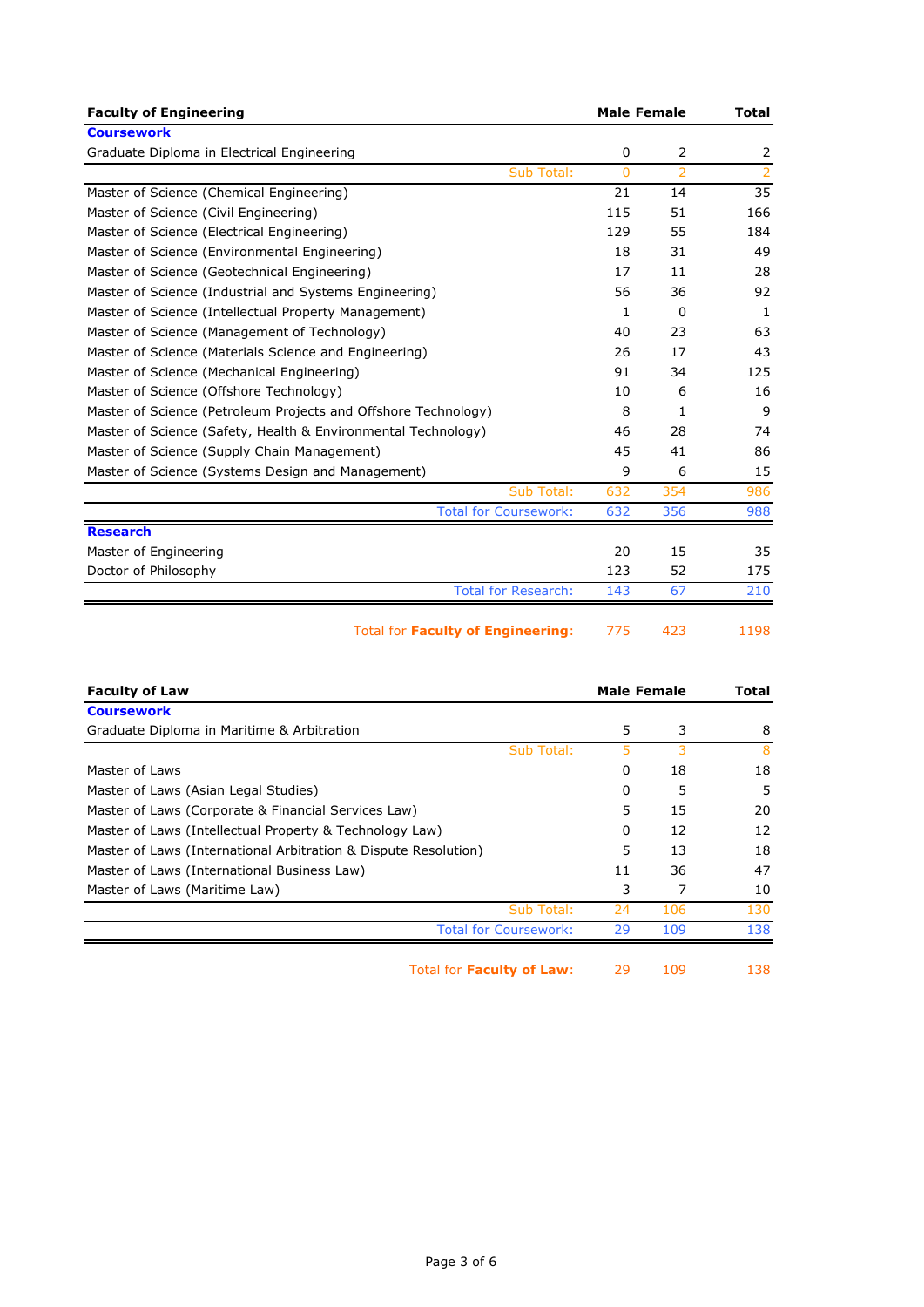| Faculty of Engineering | Male | Female | Total |
|---|---|---|---|
| **Coursework** | | | |
| Graduate Diploma in Electrical Engineering | 0 | 2 | 2 |
| Sub Total: | 0 | 2 | 2 |
| Master of Science (Chemical Engineering) | 21 | 14 | 35 |
| Master of Science (Civil Engineering) | 115 | 51 | 166 |
| Master of Science (Electrical Engineering) | 129 | 55 | 184 |
| Master of Science (Environmental Engineering) | 18 | 31 | 49 |
| Master of Science (Geotechnical Engineering) | 17 | 11 | 28 |
| Master of Science (Industrial and Systems Engineering) | 56 | 36 | 92 |
| Master of Science (Intellectual Property Management) | 1 | 0 | 1 |
| Master of Science (Management of Technology) | 40 | 23 | 63 |
| Master of Science (Materials Science and Engineering) | 26 | 17 | 43 |
| Master of Science (Mechanical Engineering) | 91 | 34 | 125 |
| Master of Science (Offshore Technology) | 10 | 6 | 16 |
| Master of Science (Petroleum Projects and Offshore Technology) | 8 | 1 | 9 |
| Master of Science (Safety, Health & Environmental Technology) | 46 | 28 | 74 |
| Master of Science (Supply Chain Management) | 45 | 41 | 86 |
| Master of Science (Systems Design and Management) | 9 | 6 | 15 |
| Sub Total: | 632 | 354 | 986 |
| Total for Coursework: | 632 | 356 | 988 |
| **Research** | | | |
| Master of Engineering | 20 | 15 | 35 |
| Doctor of Philosophy | 123 | 52 | 175 |
| Total for Research: | 143 | 67 | 210 |
| Total for **Faculty of Engineering**: | 775 | 423 | 1198 |

| Faculty of Law | Male | Female | Total |
|---|---|---|---|
| **Coursework** | | | |
| Graduate Diploma in Maritime & Arbitration | 5 | 3 | 8 |
| Sub Total: | 5 | 3 | 8 |
| Master of Laws | 0 | 18 | 18 |
| Master of Laws (Asian Legal Studies) | 0 | 5 | 5 |
| Master of Laws (Corporate & Financial Services Law) | 5 | 15 | 20 |
| Master of Laws (Intellectual Property & Technology Law) | 0 | 12 | 12 |
| Master of Laws (International Arbitration & Dispute Resolution) | 5 | 13 | 18 |
| Master of Laws (International Business Law) | 11 | 36 | 47 |
| Master of Laws (Maritime Law) | 3 | 7 | 10 |
| Sub Total: | 24 | 106 | 130 |
| Total for Coursework: | 29 | 109 | 138 |
| Total for **Faculty of Law**: | 29 | 109 | 138 |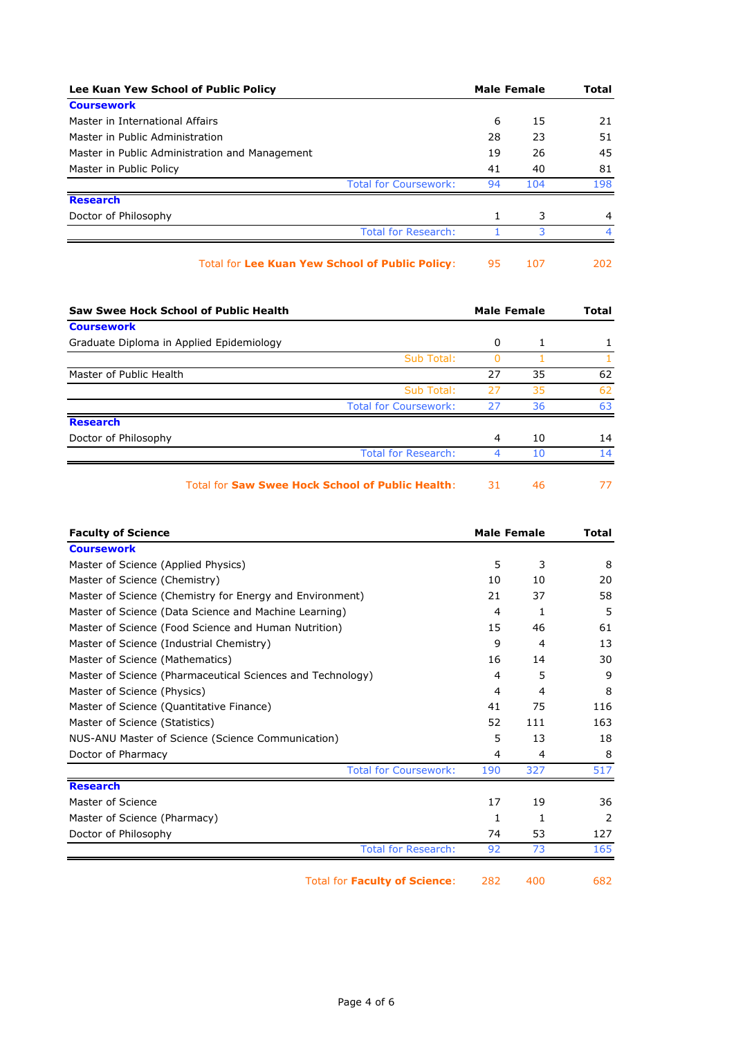| Lee Kuan Yew School of Public Policy | Male | Female | Total |
|---|---|---|---|
| **Coursework** | | | |
| Master in International Affairs | 6 | 15 | 21 |
| Master in Public Administration | 28 | 23 | 51 |
| Master in Public Administration and Management | 19 | 26 | 45 |
| Master in Public Policy | 41 | 40 | 81 |
| Total for Coursework: | 94 | 104 | 198 |
| **Research** | | | |
| Doctor of Philosophy | 1 | 3 | 4 |
| Total for Research: | 1 | 3 | 4 |
| Total for **Lee Kuan Yew School of Public Policy**: | 95 | 107 | 202 |

| Saw Swee Hock School of Public Health | Male | Female | Total |
|---|---|---|---|
| **Coursework** | | | |
| Graduate Diploma in Applied Epidemiology | 0 | 1 | 1 |
| Sub Total: | 0 | 1 | 1 |
| Master of Public Health | 27 | 35 | 62 |
| Sub Total: | 27 | 35 | 62 |
| Total for Coursework: | 27 | 36 | 63 |
| **Research** | | | |
| Doctor of Philosophy | 4 | 10 | 14 |
| Total for Research: | 4 | 10 | 14 |
| Total for **Saw Swee Hock School of Public Health**: | 31 | 46 | 77 |

| Faculty of Science | Male | Female | Total |
|---|---|---|---|
| **Coursework** | | | |
| Master of Science (Applied Physics) | 5 | 3 | 8 |
| Master of Science (Chemistry) | 10 | 10 | 20 |
| Master of Science (Chemistry for Energy and Environment) | 21 | 37 | 58 |
| Master of Science (Data Science and Machine Learning) | 4 | 1 | 5 |
| Master of Science (Food Science and Human Nutrition) | 15 | 46 | 61 |
| Master of Science (Industrial Chemistry) | 9 | 4 | 13 |
| Master of Science (Mathematics) | 16 | 14 | 30 |
| Master of Science (Pharmaceutical Sciences and Technology) | 4 | 5 | 9 |
| Master of Science (Physics) | 4 | 4 | 8 |
| Master of Science (Quantitative Finance) | 41 | 75 | 116 |
| Master of Science (Statistics) | 52 | 111 | 163 |
| NUS-ANU Master of Science (Science Communication) | 5 | 13 | 18 |
| Doctor of Pharmacy | 4 | 4 | 8 |
| Total for Coursework: | 190 | 327 | 517 |
| **Research** | | | |
| Master of Science | 17 | 19 | 36 |
| Master of Science (Pharmacy) | 1 | 1 | 2 |
| Doctor of Philosophy | 74 | 53 | 127 |
| Total for Research: | 92 | 73 | 165 |
| Total for **Faculty of Science**: | 282 | 400 | 682 |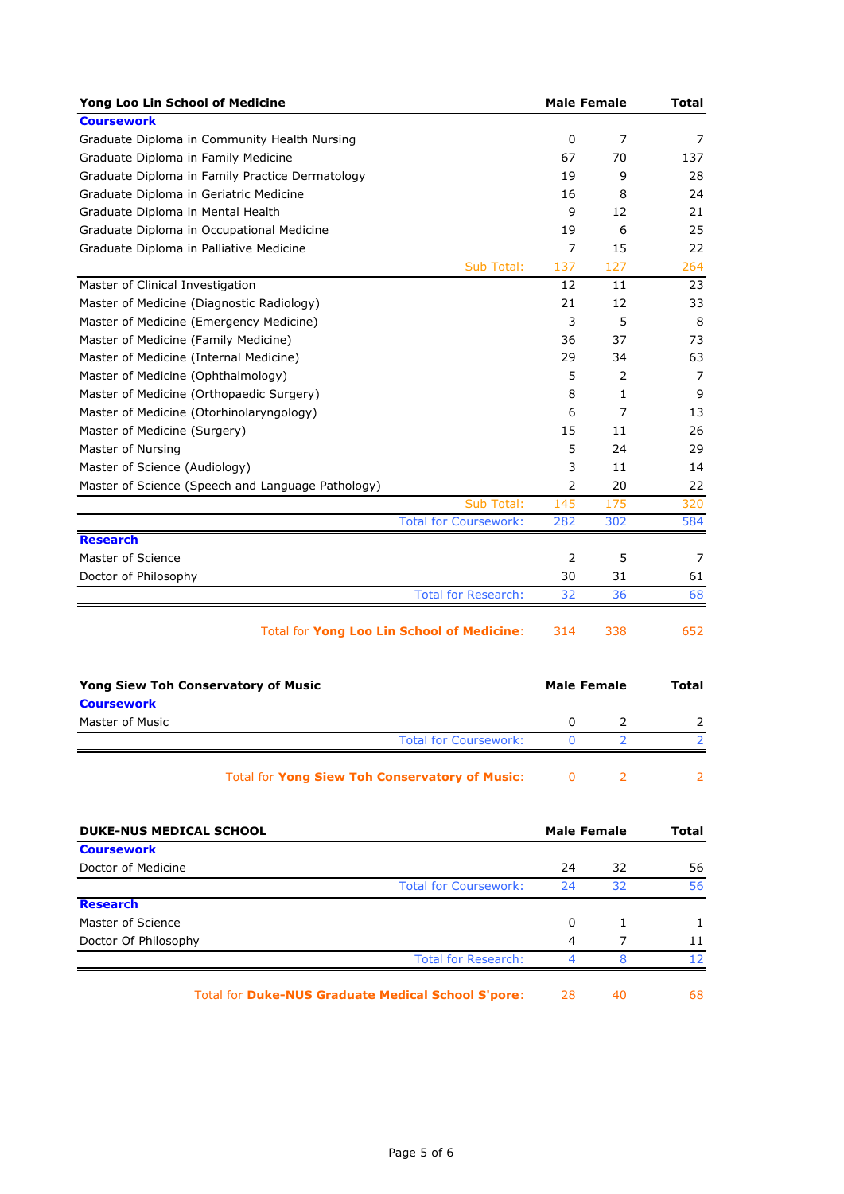| Yong Loo Lin School of Medicine | Male | Female | Total |
|---|---|---|---|
| **Coursework** | | | |
| Graduate Diploma in Community Health Nursing | 0 | 7 | 7 |
| Graduate Diploma in Family Medicine | 67 | 70 | 137 |
| Graduate Diploma in Family Practice Dermatology | 19 | 9 | 28 |
| Graduate Diploma in Geriatric Medicine | 16 | 8 | 24 |
| Graduate Diploma in Mental Health | 9 | 12 | 21 |
| Graduate Diploma in Occupational Medicine | 19 | 6 | 25 |
| Graduate Diploma in Palliative Medicine | 7 | 15 | 22 |
| Sub Total: | 137 | 127 | 264 |
| Master of Clinical Investigation | 12 | 11 | 23 |
| Master of Medicine (Diagnostic Radiology) | 21 | 12 | 33 |
| Master of Medicine (Emergency Medicine) | 3 | 5 | 8 |
| Master of Medicine (Family Medicine) | 36 | 37 | 73 |
| Master of Medicine (Internal Medicine) | 29 | 34 | 63 |
| Master of Medicine (Ophthalmology) | 5 | 2 | 7 |
| Master of Medicine (Orthopaedic Surgery) | 8 | 1 | 9 |
| Master of Medicine (Otorhinolaryngology) | 6 | 7 | 13 |
| Master of Medicine (Surgery) | 15 | 11 | 26 |
| Master of Nursing | 5 | 24 | 29 |
| Master of Science (Audiology) | 3 | 11 | 14 |
| Master of Science (Speech and Language Pathology) | 2 | 20 | 22 |
| Sub Total: | 145 | 175 | 320 |
| Total for Coursework: | 282 | 302 | 584 |
| **Research** | | | |
| Master of Science | 2 | 5 | 7 |
| Doctor of Philosophy | 30 | 31 | 61 |
| Total for Research: | 32 | 36 | 68 |
| Total for **Yong Loo Lin School of Medicine**: | 314 | 338 | 652 |

| Yong Siew Toh Conservatory of Music | Male | Female | Total |
|---|---|---|---|
| **Coursework** | | | |
| Master of Music | 0 | 2 | 2 |
| Total for Coursework: | 0 | 2 | 2 |
| Total for **Yong Siew Toh Conservatory of Music**: | 0 | 2 | 2 |

| DUKE-NUS MEDICAL SCHOOL | Male | Female | Total |
|---|---|---|---|
| **Coursework** | | | |
| Doctor of Medicine | 24 | 32 | 56 |
| Total for Coursework: | 24 | 32 | 56 |
| **Research** | | | |
| Master of Science | 0 | 1 | 1 |
| Doctor Of Philosophy | 4 | 7 | 11 |
| Total for Research: | 4 | 8 | 12 |
| Total for **Duke-NUS Graduate Medical School S'pore**: | 28 | 40 | 68 |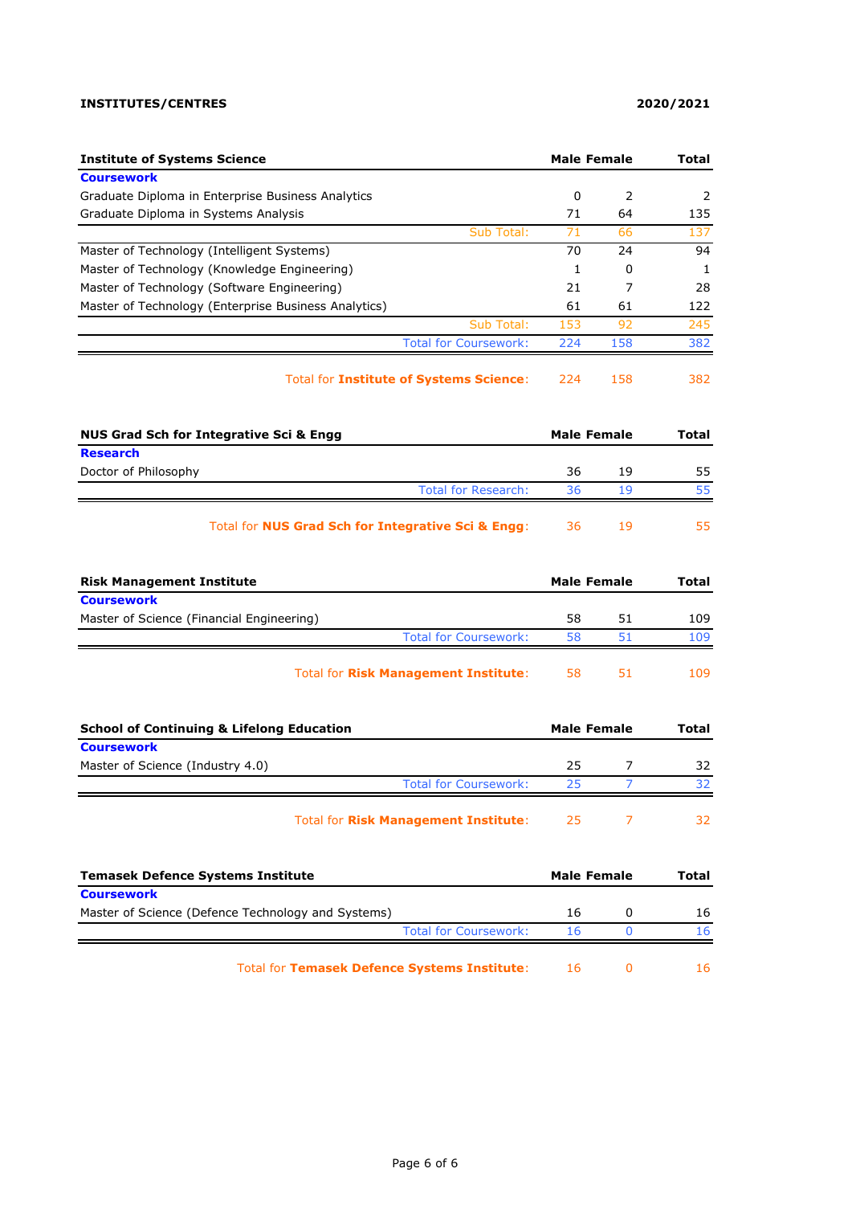**INSTITUTES/CENTRES** **2020/2021**

| Institute of Systems Science | Male | Female | Total |
|---|---|---|---|
| **Coursework** | | | |
| Graduate Diploma in Enterprise Business Analytics | 0 | 2 | 2 |
| Graduate Diploma in Systems Analysis | 71 | 64 | 135 |
| Sub Total: | 71 | 66 | 137 |
| Master of Technology (Intelligent Systems) | 70 | 24 | 94 |
| Master of Technology (Knowledge Engineering) | 1 | 0 | 1 |
| Master of Technology (Software Engineering) | 21 | 7 | 28 |
| Master of Technology (Enterprise Business Analytics) | 61 | 61 | 122 |
| Sub Total: | 153 | 92 | 245 |
| Total for Coursework: | 224 | 158 | 382 |
| Total for **Institute of Systems Science**: | 224 | 158 | 382 |

| NUS Grad Sch for Integrative Sci & Engg | Male | Female | Total |
|---|---|---|---|
| **Research** | | | |
| Doctor of Philosophy | 36 | 19 | 55 |
| Total for Research: | 36 | 19 | 55 |
| Total for **NUS Grad Sch for Integrative Sci & Engg**: | 36 | 19 | 55 |

| Risk Management Institute | Male | Female | Total |
|---|---|---|---|
| **Coursework** | | | |
| Master of Science (Financial Engineering) | 58 | 51 | 109 |
| Total for Coursework: | 58 | 51 | 109 |
| Total for **Risk Management Institute**: | 58 | 51 | 109 |

| School of Continuing & Lifelong Education | Male | Female | Total |
|---|---|---|---|
| **Coursework** | | | |
| Master of Science (Industry 4.0) | 25 | 7 | 32 |
| Total for Coursework: | 25 | 7 | 32 |
| Total for **Risk Management Institute**: | 25 | 7 | 32 |

| Temasek Defence Systems Institute | Male | Female | Total |
|---|---|---|---|
| **Coursework** | | | |
| Master of Science (Defence Technology and Systems) | 16 | 0 | 16 |
| Total for Coursework: | 16 | 0 | 16 |
| Total for **Temasek Defence Systems Institute**: | 16 | 0 | 16 |